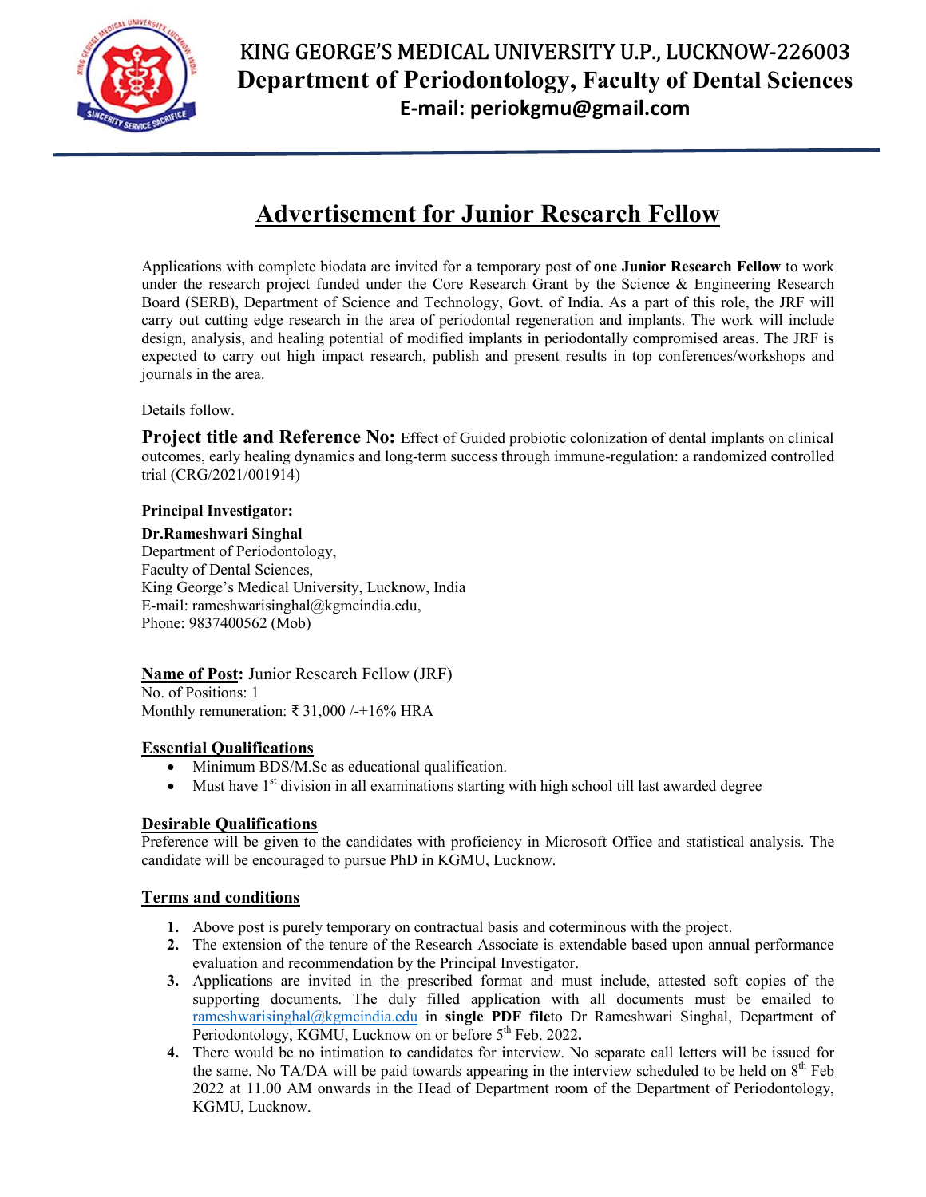# KING GEORGE'S MEDICAL UNIVERSITY U.P., LUCKNOW-226003

## Department of Periodontology, Faculty of Dental Sciences

**E-mail: periokgmu@gmail.com**

## Advertisement for Junior Research Fellow

Applications with complete biodata are invited for a temporary post of **one Junior Research Fellow** to work under the research project funded under the Core Research Grant by the Science & Engineering Research Board (SERB), Department of Science and Technology, Govt. of India. As a part of this role, the JRF will carry out cutting edge research in the area of periodontal regeneration and implants. The work will include design, analysis, and healing potential of modified implants in periodontally compromised areas. The JRF is expected to carry out high impact research, publish and present results in top conferences/workshops and journals in the area.

Details follow.

**Project title and Reference No:** Effect of Guided probiotic colonization of dental implants on clinical outcomes, early healing dynamics and long-term success through immune-regulation: a randomized controlled trial (CRG/2021/001914)

**Principal Investigator:**

**Dr.Rameshwari Singhal**
Department of Periodontology,
Faculty of Dental Sciences,
King George's Medical University, Lucknow, India
E-mail: rameshwarisinghal@kgmcindia.edu,
Phone: 9837400562 (Mob)

**Name of Post:** Junior Research Fellow (JRF)
No. of Positions: 1
Monthly remuneration: ₹ 31,000 /-+16% HRA

**Essential Qualifications**

- Minimum BDS/M.Sc as educational qualification.
- Must have 1st division in all examinations starting with high school till last awarded degree

**Desirable Qualifications**

Preference will be given to the candidates with proficiency in Microsoft Office and statistical analysis. The candidate will be encouraged to pursue PhD in KGMU, Lucknow.

**Terms and conditions**

1. Above post is purely temporary on contractual basis and coterminous with the project.
2. The extension of the tenure of the Research Associate is extendable based upon annual performance evaluation and recommendation by the Principal Investigator.
3. Applications are invited in the prescribed format and must include, attested soft copies of the supporting documents. The duly filled application with all documents must be emailed to rameshwarisinghal@kgmcindia.edu in **single PDF file**to Dr Rameshwari Singhal, Department of Periodontology, KGMU, Lucknow on or before 5th Feb. 2022**.**
4. There would be no intimation to candidates for interview. No separate call letters will be issued for the same. No TA/DA will be paid towards appearing in the interview scheduled to be held on 8th Feb 2022 at 11.00 AM onwards in the Head of Department room of the Department of Periodontology, KGMU, Lucknow.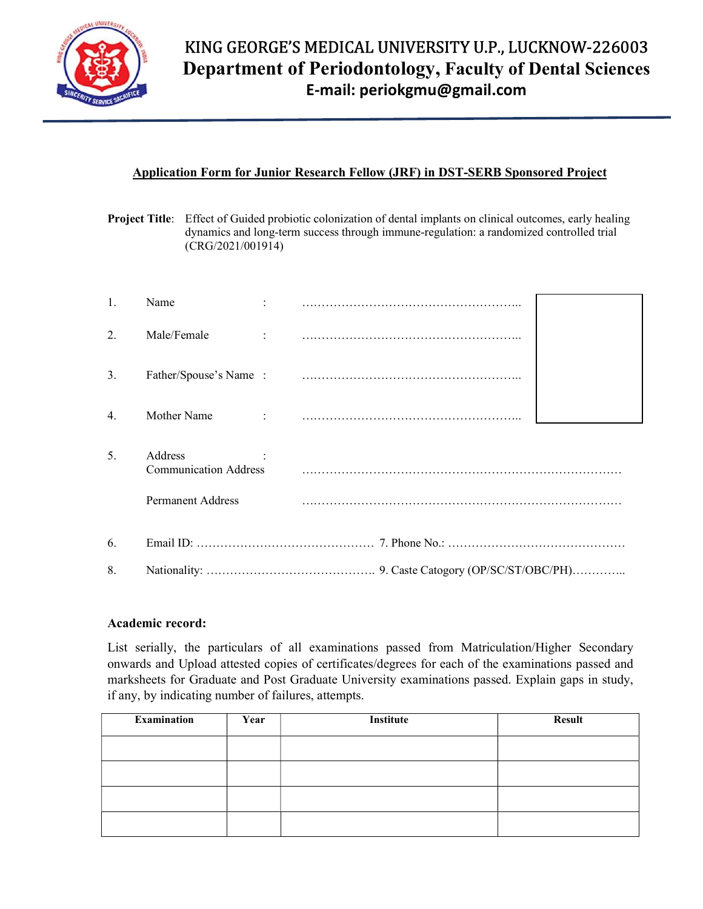# KING GEORGE'S MEDICAL UNIVERSITY U.P., LUCKNOW-226003

## Department of Periodontology, Faculty of Dental Sciences

**E-mail: periokgmu@gmail.com**

---

**Application Form for Junior Research Fellow (JRF) in DST-SERB Sponsored Project**

**Project Title**: Effect of Guided probiotic colonization of dental implants on clinical outcomes, early healing dynamics and long-term success through immune-regulation: a randomized controlled trial (CRG/2021/001914)

1. Name : ………………………………………………..
2. Male/Female : ………………………………………………..
3. Father/Spouse's Name : ………………………………………………..
4. Mother Name : ………………………………………………..
5. Address :
   Communication Address ………………………………………………………………………
   Permanent Address ………………………………………………………………………
6. Email ID: ……………………………………… 7. Phone No.: ………………………………………
8. Nationality: ……………………………………. 9. Caste Catogory (OP/SC/ST/OBC/PH)…………..

**Academic record:**

List serially, the particulars of all examinations passed from Matriculation/Higher Secondary onwards and Upload attested copies of certificates/degrees for each of the examinations passed and marksheets for Graduate and Post Graduate University examinations passed. Explain gaps in study, if any, by indicating number of failures, attempts.

| Examination | Year | Institute | Result |
|---|---|---|---|
| | | | |
| | | | |
| | | | |
| | | | |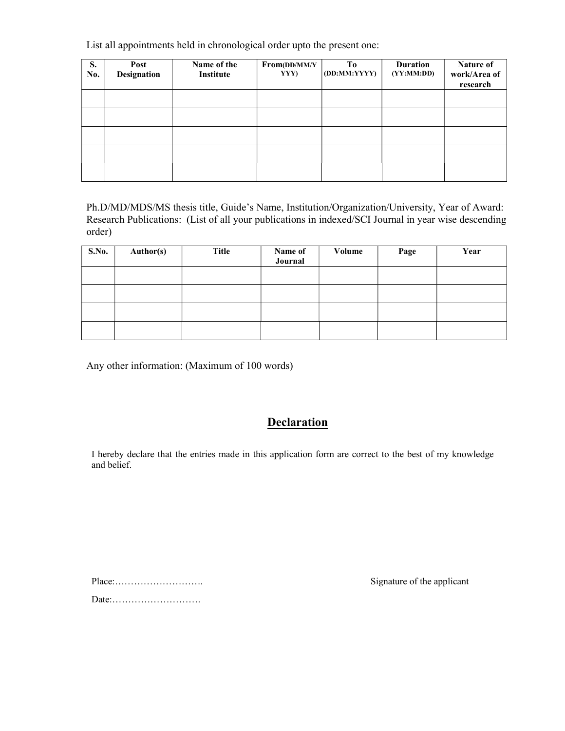List all appointments held in chronological order upto the present one:

| S. No. | Post Designation | Name of the Institute | From(DD/MM/YYYY) | To (DD:MM:YYYY) | Duration (YY:MM:DD) | Nature of work/Area of research |
|---|---|---|---|---|---|---|
| | | | | | | |
| | | | | | | |
| | | | | | | |
| | | | | | | |
| | | | | | | |

Ph.D/MD/MDS/MS thesis title, Guide's Name, Institution/Organization/University, Year of Award:
Research Publications: (List of all your publications in indexed/SCI Journal in year wise descending order)

| S.No. | Author(s) | Title | Name of Journal | Volume | Page | Year |
|---|---|---|---|---|---|---|
| | | | | | | |
| | | | | | | |
| | | | | | | |
| | | | | | | |

Any other information: (Maximum of 100 words)

## Declaration

I hereby declare that the entries made in this application form are correct to the best of my knowledge and belief.

Place:……………………….

Date:……………………….

Signature of the applicant